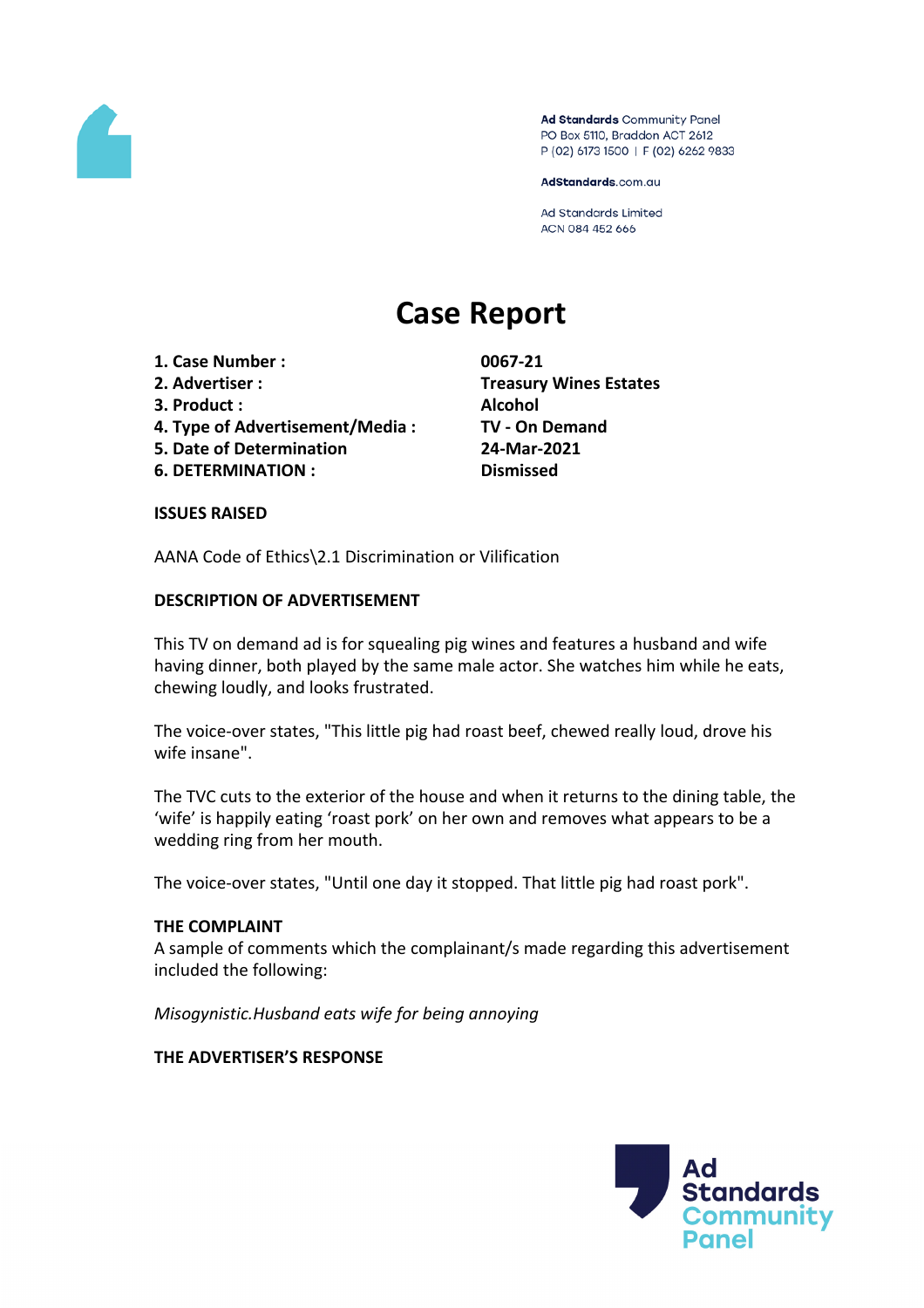Ad Standards Community Panel
PO Box 5110, Braddon ACT 2612
P (02) 6173 1500 | F (02) 6262 9833

AdStandards.com.au

Ad Standards Limited
ACN 084 452 666

# Case Report

| | |
|---|---|
| **1. Case Number :** | **0067-21** |
| **2. Advertiser :** | **Treasury Wines Estates** |
| **3. Product :** | **Alcohol** |
| **4. Type of Advertisement/Media :** | **TV - On Demand** |
| **5. Date of Determination** | **24-Mar-2021** |
| **6. DETERMINATION :** | **Dismissed** |

**ISSUES RAISED**

AANA Code of Ethics\2.1 Discrimination or Vilification

**DESCRIPTION OF ADVERTISEMENT**

This TV on demand ad is for squealing pig wines and features a husband and wife having dinner, both played by the same male actor. She watches him while he eats, chewing loudly, and looks frustrated.

The voice-over states, "This little pig had roast beef, chewed really loud, drove his wife insane".

The TVC cuts to the exterior of the house and when it returns to the dining table, the 'wife' is happily eating 'roast pork' on her own and removes what appears to be a wedding ring from her mouth.

The voice-over states, "Until one day it stopped. That little pig had roast pork".

**THE COMPLAINT**

A sample of comments which the complainant/s made regarding this advertisement included the following:

*Misogynistic.Husband eats wife for being annoying*

**THE ADVERTISER'S RESPONSE**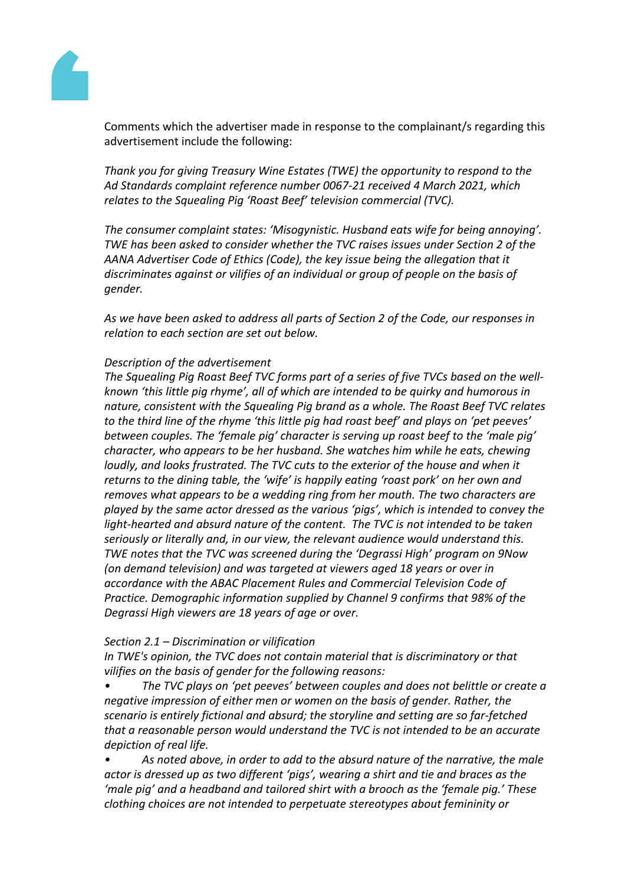Comments which the advertiser made in response to the complainant/s regarding this advertisement include the following:

*Thank you for giving Treasury Wine Estates (TWE) the opportunity to respond to the Ad Standards complaint reference number 0067-21 received 4 March 2021, which relates to the Squealing Pig 'Roast Beef' television commercial (TVC).*

*The consumer complaint states: 'Misogynistic. Husband eats wife for being annoying'. TWE has been asked to consider whether the TVC raises issues under Section 2 of the AANA Advertiser Code of Ethics (Code), the key issue being the allegation that it discriminates against or vilifies of an individual or group of people on the basis of gender.*

*As we have been asked to address all parts of Section 2 of the Code, our responses in relation to each section are set out below.*

*Description of the advertisement*
*The Squealing Pig Roast Beef TVC forms part of a series of five TVCs based on the well-known 'this little pig rhyme', all of which are intended to be quirky and humorous in nature, consistent with the Squealing Pig brand as a whole. The Roast Beef TVC relates to the third line of the rhyme 'this little pig had roast beef' and plays on 'pet peeves' between couples. The 'female pig' character is serving up roast beef to the 'male pig' character, who appears to be her husband. She watches him while he eats, chewing loudly, and looks frustrated. The TVC cuts to the exterior of the house and when it returns to the dining table, the 'wife' is happily eating 'roast pork' on her own and removes what appears to be a wedding ring from her mouth. The two characters are played by the same actor dressed as the various 'pigs', which is intended to convey the light-hearted and absurd nature of the content. The TVC is not intended to be taken seriously or literally and, in our view, the relevant audience would understand this. TWE notes that the TVC was screened during the 'Degrassi High' program on 9Now (on demand television) and was targeted at viewers aged 18 years or over in accordance with the ABAC Placement Rules and Commercial Television Code of Practice. Demographic information supplied by Channel 9 confirms that 98% of the Degrassi High viewers are 18 years of age or over.*

*Section 2.1 – Discrimination or vilification*
*In TWE's opinion, the TVC does not contain material that is discriminatory or that vilifies on the basis of gender for the following reasons:*

- *The TVC plays on 'pet peeves' between couples and does not belittle or create a negative impression of either men or women on the basis of gender. Rather, the scenario is entirely fictional and absurd; the storyline and setting are so far-fetched that a reasonable person would understand the TVC is not intended to be an accurate depiction of real life.*
- *As noted above, in order to add to the absurd nature of the narrative, the male actor is dressed up as two different 'pigs', wearing a shirt and tie and braces as the 'male pig' and a headband and tailored shirt with a brooch as the 'female pig.' These clothing choices are not intended to perpetuate stereotypes about femininity or*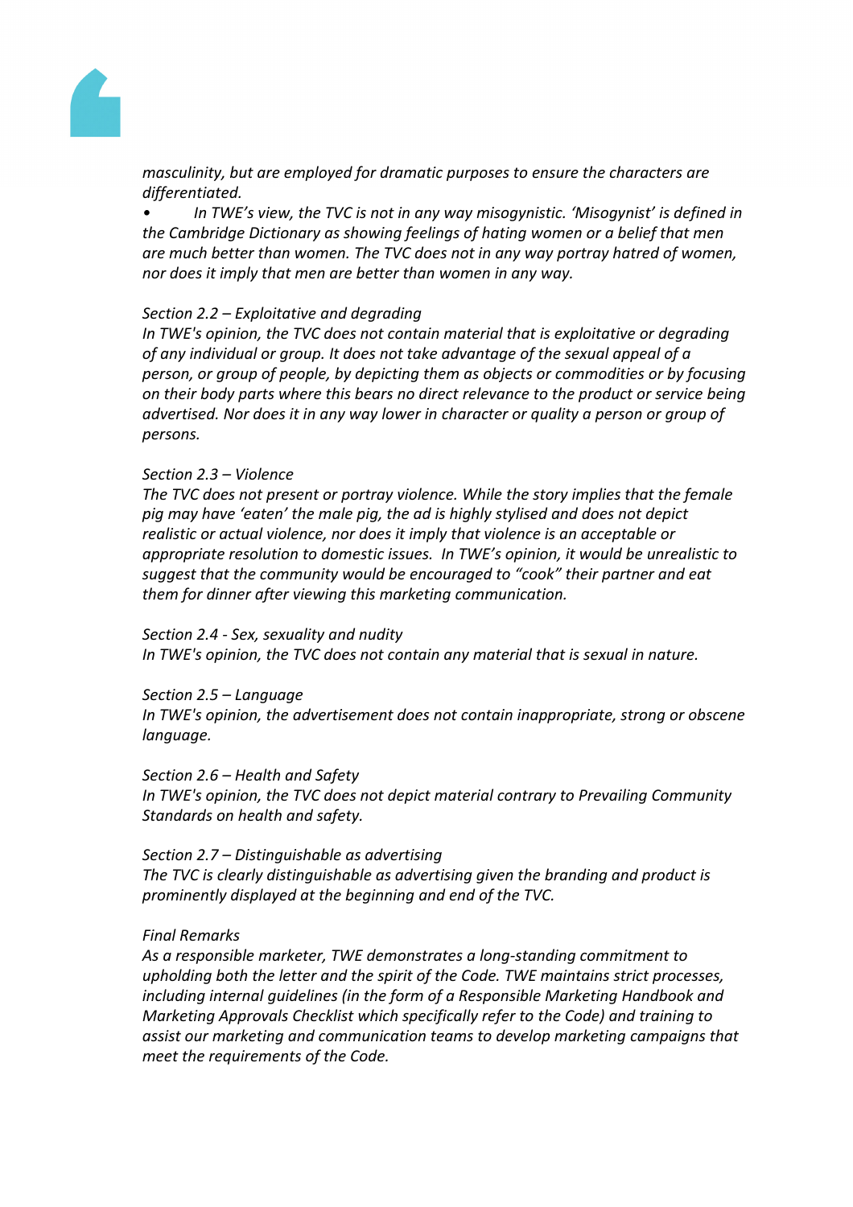*masculinity, but are employed for dramatic purposes to ensure the characters are differentiated.*

- *In TWE's view, the TVC is not in any way misogynistic. 'Misogynist' is defined in the Cambridge Dictionary as showing feelings of hating women or a belief that men are much better than women. The TVC does not in any way portray hatred of women, nor does it imply that men are better than women in any way.*

*Section 2.2 – Exploitative and degrading*
*In TWE's opinion, the TVC does not contain material that is exploitative or degrading of any individual or group. It does not take advantage of the sexual appeal of a person, or group of people, by depicting them as objects or commodities or by focusing on their body parts where this bears no direct relevance to the product or service being advertised. Nor does it in any way lower in character or quality a person or group of persons.*

*Section 2.3 – Violence*
*The TVC does not present or portray violence. While the story implies that the female pig may have 'eaten' the male pig, the ad is highly stylised and does not depict realistic or actual violence, nor does it imply that violence is an acceptable or appropriate resolution to domestic issues. In TWE's opinion, it would be unrealistic to suggest that the community would be encouraged to "cook" their partner and eat them for dinner after viewing this marketing communication.*

*Section 2.4 - Sex, sexuality and nudity*
*In TWE's opinion, the TVC does not contain any material that is sexual in nature.*

*Section 2.5 – Language*
*In TWE's opinion, the advertisement does not contain inappropriate, strong or obscene language.*

*Section 2.6 – Health and Safety*
*In TWE's opinion, the TVC does not depict material contrary to Prevailing Community Standards on health and safety.*

*Section 2.7 – Distinguishable as advertising*
*The TVC is clearly distinguishable as advertising given the branding and product is prominently displayed at the beginning and end of the TVC.*

*Final Remarks*
*As a responsible marketer, TWE demonstrates a long-standing commitment to upholding both the letter and the spirit of the Code. TWE maintains strict processes, including internal guidelines (in the form of a Responsible Marketing Handbook and Marketing Approvals Checklist which specifically refer to the Code) and training to assist our marketing and communication teams to develop marketing campaigns that meet the requirements of the Code.*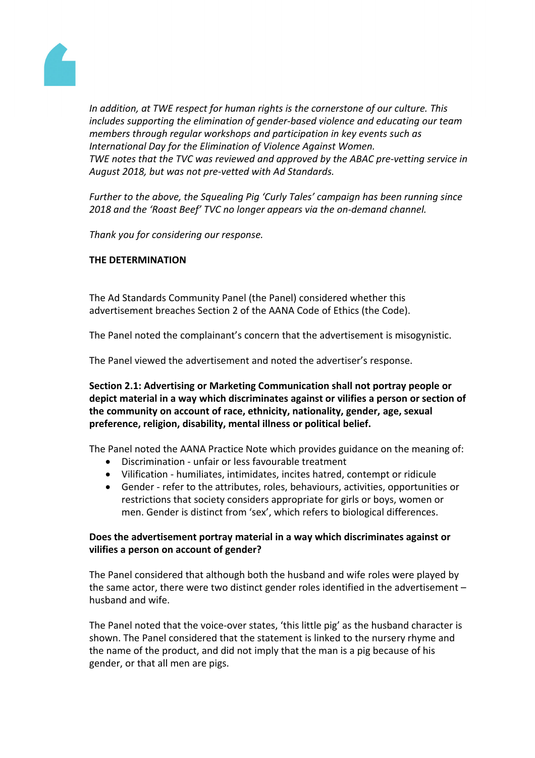*In addition, at TWE respect for human rights is the cornerstone of our culture. This includes supporting the elimination of gender-based violence and educating our team members through regular workshops and participation in key events such as International Day for the Elimination of Violence Against Women.*
*TWE notes that the TVC was reviewed and approved by the ABAC pre-vetting service in August 2018, but was not pre-vetted with Ad Standards.*

*Further to the above, the Squealing Pig 'Curly Tales' campaign has been running since 2018 and the 'Roast Beef' TVC no longer appears via the on-demand channel.*

*Thank you for considering our response.*

**THE DETERMINATION**

The Ad Standards Community Panel (the Panel) considered whether this advertisement breaches Section 2 of the AANA Code of Ethics (the Code).

The Panel noted the complainant's concern that the advertisement is misogynistic.

The Panel viewed the advertisement and noted the advertiser's response.

**Section 2.1: Advertising or Marketing Communication shall not portray people or depict material in a way which discriminates against or vilifies a person or section of the community on account of race, ethnicity, nationality, gender, age, sexual preference, religion, disability, mental illness or political belief.**

The Panel noted the AANA Practice Note which provides guidance on the meaning of:

- Discrimination - unfair or less favourable treatment
- Vilification - humiliates, intimidates, incites hatred, contempt or ridicule
- Gender - refer to the attributes, roles, behaviours, activities, opportunities or restrictions that society considers appropriate for girls or boys, women or men. Gender is distinct from 'sex', which refers to biological differences.

**Does the advertisement portray material in a way which discriminates against or vilifies a person on account of gender?**

The Panel considered that although both the husband and wife roles were played by the same actor, there were two distinct gender roles identified in the advertisement – husband and wife.

The Panel noted that the voice-over states, 'this little pig' as the husband character is shown. The Panel considered that the statement is linked to the nursery rhyme and the name of the product, and did not imply that the man is a pig because of his gender, or that all men are pigs.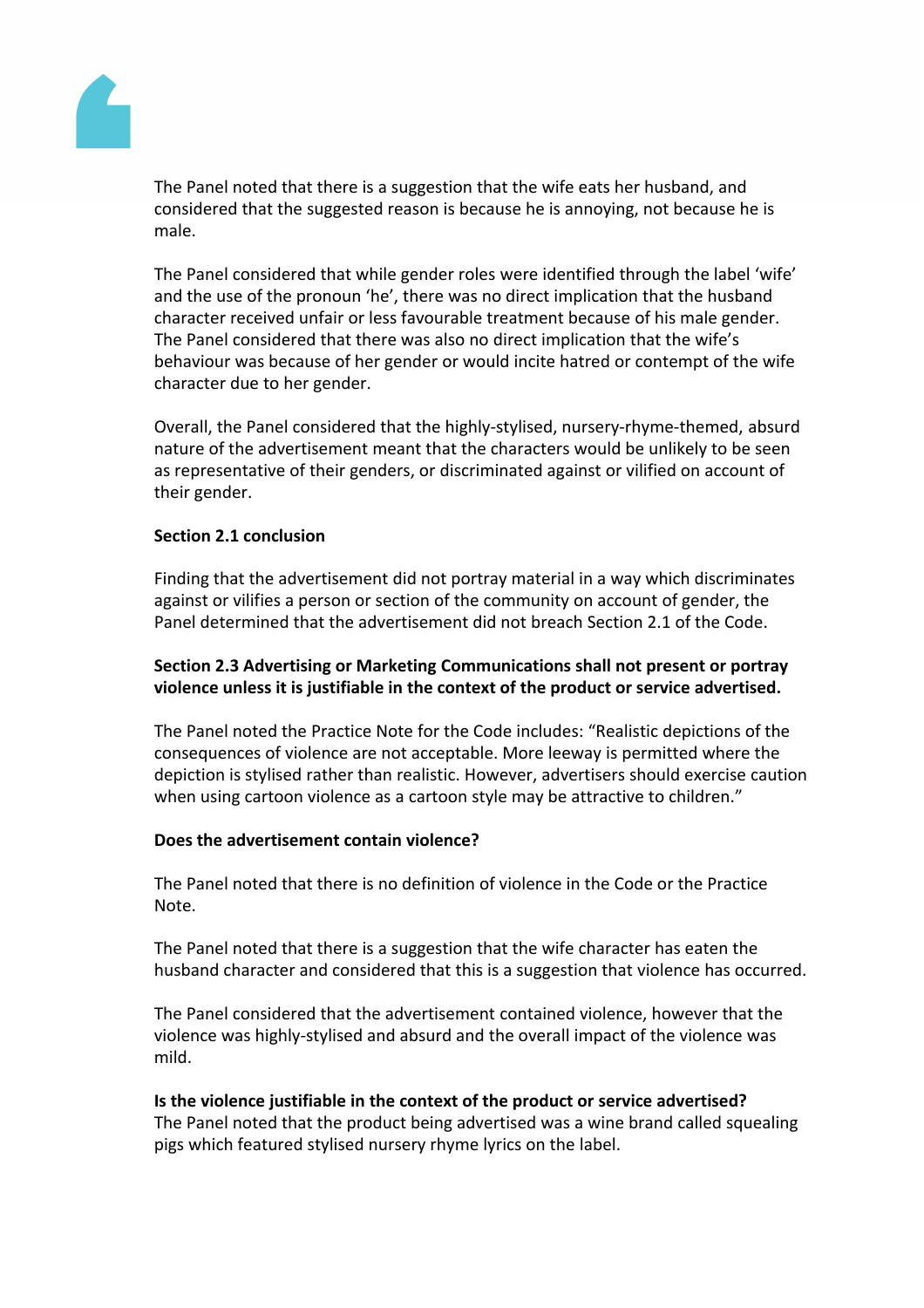The Panel noted that there is a suggestion that the wife eats her husband, and considered that the suggested reason is because he is annoying, not because he is male.

The Panel considered that while gender roles were identified through the label 'wife' and the use of the pronoun 'he', there was no direct implication that the husband character received unfair or less favourable treatment because of his male gender. The Panel considered that there was also no direct implication that the wife's behaviour was because of her gender or would incite hatred or contempt of the wife character due to her gender.

Overall, the Panel considered that the highly-stylised, nursery-rhyme-themed, absurd nature of the advertisement meant that the characters would be unlikely to be seen as representative of their genders, or discriminated against or vilified on account of their gender.

**Section 2.1 conclusion**

Finding that the advertisement did not portray material in a way which discriminates against or vilifies a person or section of the community on account of gender, the Panel determined that the advertisement did not breach Section 2.1 of the Code.

**Section 2.3 Advertising or Marketing Communications shall not present or portray violence unless it is justifiable in the context of the product or service advertised.**

The Panel noted the Practice Note for the Code includes: "Realistic depictions of the consequences of violence are not acceptable. More leeway is permitted where the depiction is stylised rather than realistic. However, advertisers should exercise caution when using cartoon violence as a cartoon style may be attractive to children."

**Does the advertisement contain violence?**

The Panel noted that there is no definition of violence in the Code or the Practice Note.

The Panel noted that there is a suggestion that the wife character has eaten the husband character and considered that this is a suggestion that violence has occurred.

The Panel considered that the advertisement contained violence, however that the violence was highly-stylised and absurd and the overall impact of the violence was mild.

**Is the violence justifiable in the context of the product or service advertised?**

The Panel noted that the product being advertised was a wine brand called squealing pigs which featured stylised nursery rhyme lyrics on the label.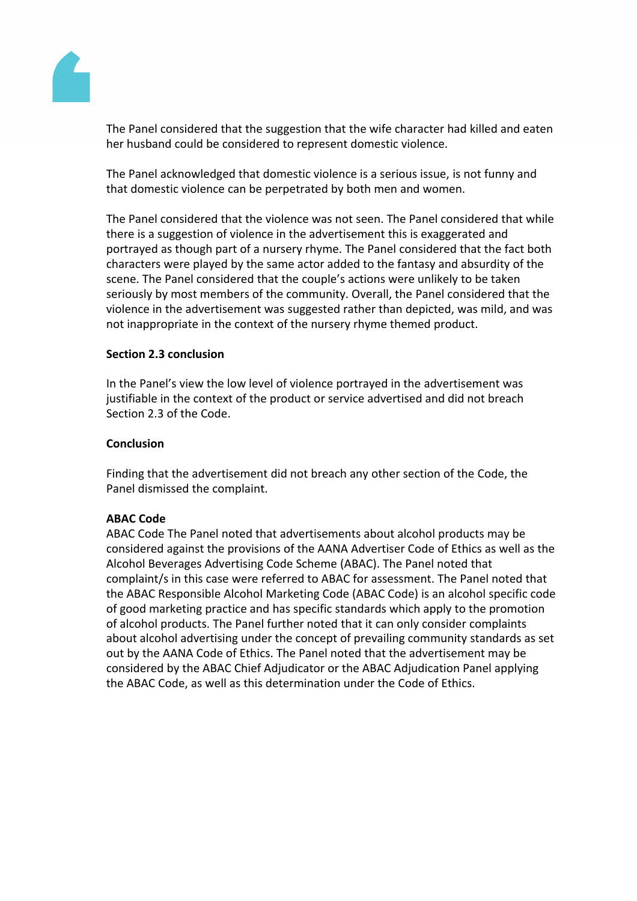The Panel considered that the suggestion that the wife character had killed and eaten her husband could be considered to represent domestic violence.

The Panel acknowledged that domestic violence is a serious issue, is not funny and that domestic violence can be perpetrated by both men and women.

The Panel considered that the violence was not seen. The Panel considered that while there is a suggestion of violence in the advertisement this is exaggerated and portrayed as though part of a nursery rhyme. The Panel considered that the fact both characters were played by the same actor added to the fantasy and absurdity of the scene. The Panel considered that the couple's actions were unlikely to be taken seriously by most members of the community. Overall, the Panel considered that the violence in the advertisement was suggested rather than depicted, was mild, and was not inappropriate in the context of the nursery rhyme themed product.

**Section 2.3 conclusion**

In the Panel's view the low level of violence portrayed in the advertisement was justifiable in the context of the product or service advertised and did not breach Section 2.3 of the Code.

**Conclusion**

Finding that the advertisement did not breach any other section of the Code, the Panel dismissed the complaint.

**ABAC Code**

ABAC Code The Panel noted that advertisements about alcohol products may be considered against the provisions of the AANA Advertiser Code of Ethics as well as the Alcohol Beverages Advertising Code Scheme (ABAC). The Panel noted that complaint/s in this case were referred to ABAC for assessment. The Panel noted that the ABAC Responsible Alcohol Marketing Code (ABAC Code) is an alcohol specific code of good marketing practice and has specific standards which apply to the promotion of alcohol products. The Panel further noted that it can only consider complaints about alcohol advertising under the concept of prevailing community standards as set out by the AANA Code of Ethics. The Panel noted that the advertisement may be considered by the ABAC Chief Adjudicator or the ABAC Adjudication Panel applying the ABAC Code, as well as this determination under the Code of Ethics.